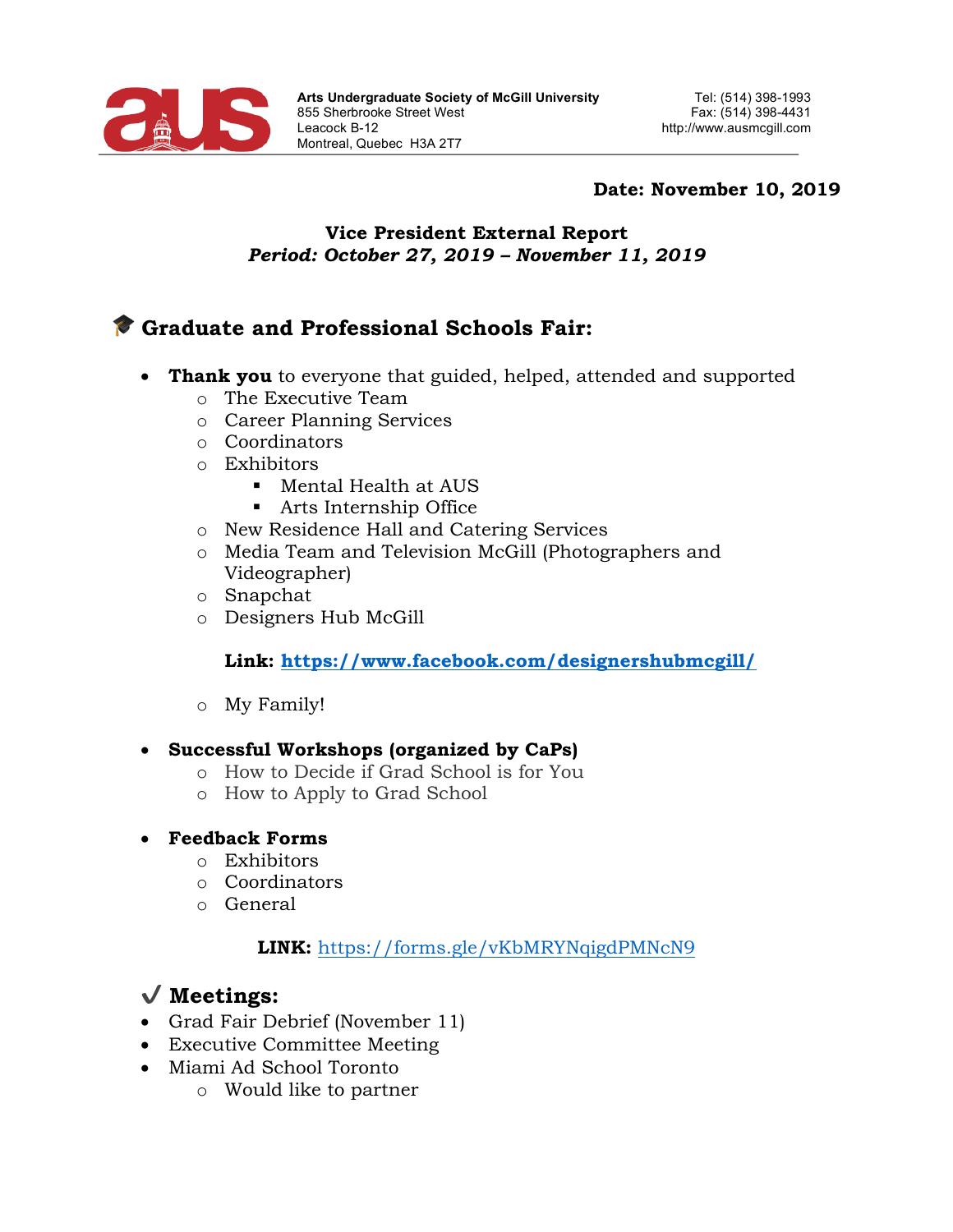Arts Undergraduate Society of McGill University
855 Sherbrooke Street West
Leacock B-12
Montreal, Quebec H3A 2T7

Tel: (514) 398-1993
Fax: (514) 398-4431
http://www.ausmcgill.com

**Date: November 10, 2019**

**Vice President External Report**
***Period: October 27, 2019 – November 11, 2019***

## 🎓 Graduate and Professional Schools Fair:

- **Thank you** to everyone that guided, helped, attended and supported
  - The Executive Team
  - Career Planning Services
  - Coordinators
  - Exhibitors
    - Mental Health at AUS
    - Arts Internship Office
  - New Residence Hall and Catering Services
  - Media Team and Television McGill (Photographers and Videographer)
  - Snapchat
  - Designers Hub McGill

    **Link: https://www.facebook.com/designershubmcgill/**

  - My Family!

- **Successful Workshops (organized by CaPs)**
  - How to Decide if Grad School is for You
  - How to Apply to Grad School

- **Feedback Forms**
  - Exhibitors
  - Coordinators
  - General

  **LINK:** https://forms.gle/vKbMRYNqigdPMNcN9

## ✔ Meetings:

- Grad Fair Debrief (November 11)
- Executive Committee Meeting
- Miami Ad School Toronto
  - Would like to partner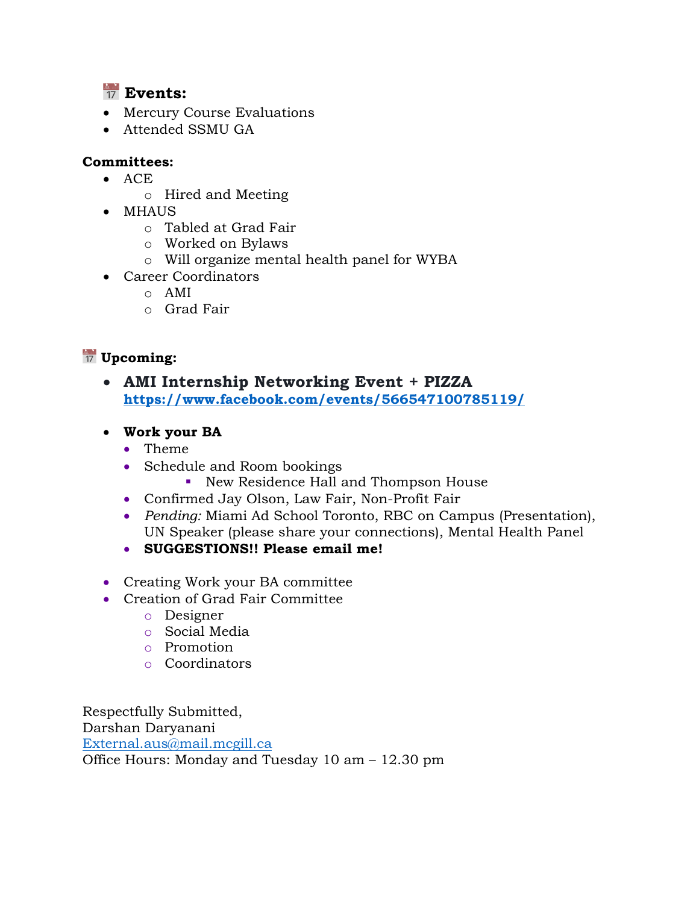📅 **Events:**

- Mercury Course Evaluations
- Attended SSMU GA

**Committees:**

- ACE
  - Hired and Meeting
- MHAUS
  - Tabled at Grad Fair
  - Worked on Bylaws
  - Will organize mental health panel for WYBA
- Career Coordinators
  - AMI
  - Grad Fair

📅 **Upcoming:**

- **AMI Internship Networking Event + PIZZA**
  **https://www.facebook.com/events/566547100785119/**

- **Work your BA**
  - Theme
  - Schedule and Room bookings
    - New Residence Hall and Thompson House
  - Confirmed Jay Olson, Law Fair, Non-Profit Fair
  - *Pending:* Miami Ad School Toronto, RBC on Campus (Presentation), UN Speaker (please share your connections), Mental Health Panel
  - **SUGGESTIONS!! Please email me!**

- Creating Work your BA committee
- Creation of Grad Fair Committee
  - Designer
  - Social Media
  - Promotion
  - Coordinators

Respectfully Submitted,
Darshan Daryanani
External.aus@mail.mcgill.ca
Office Hours: Monday and Tuesday 10 am – 12.30 pm